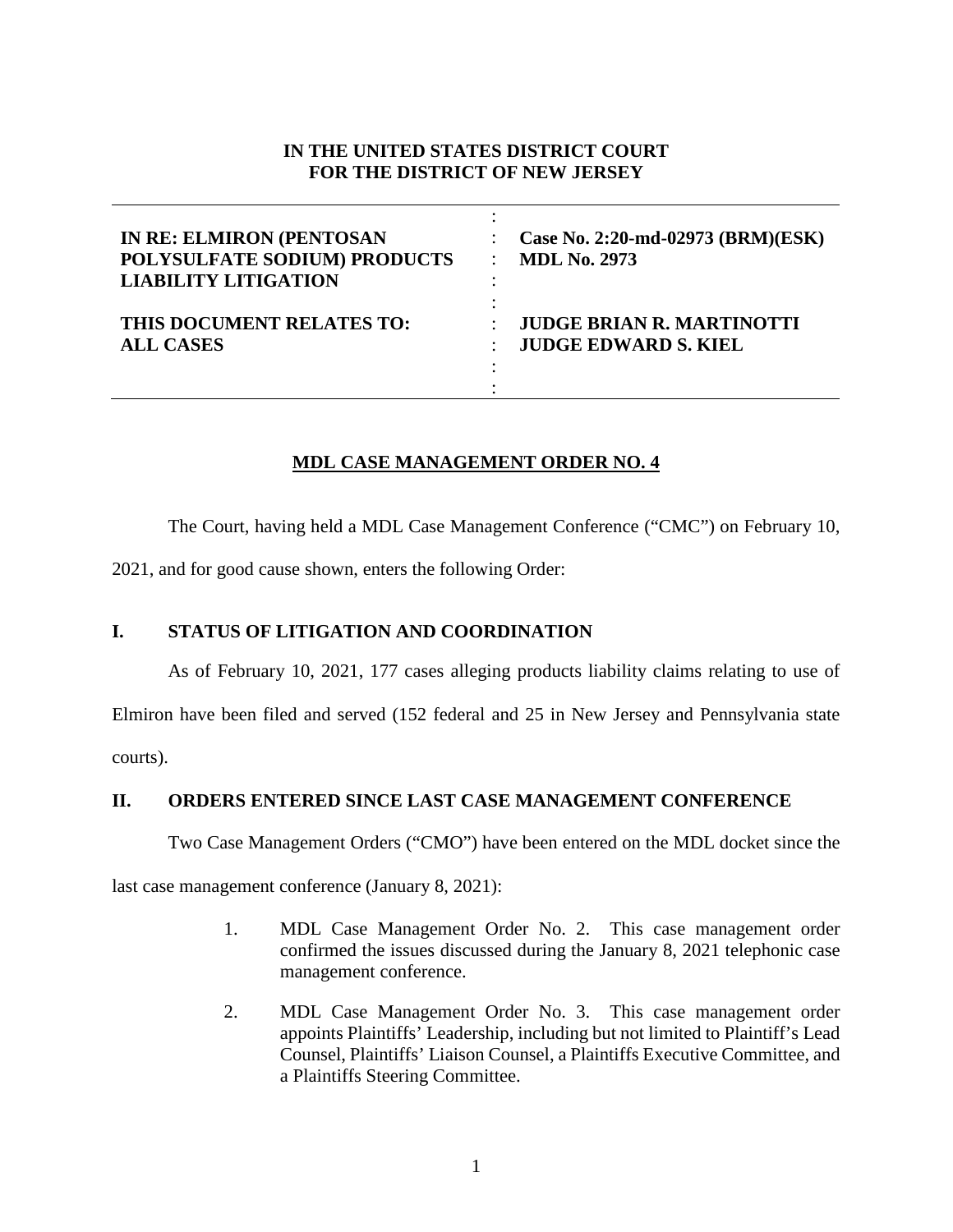**IN THE UNITED STATES DISTRICT COURT**
**FOR THE DISTRICT OF NEW JERSEY**

| | | |
|---|---|---|
| **IN RE: ELMIRON (PENTOSAN POLYSULFATE SODIUM) PRODUCTS LIABILITY LITIGATION** | : | **Case No. 2:20-md-02973 (BRM)(ESK)** **MDL No. 2973** |
| **THIS DOCUMENT RELATES TO: ALL CASES** | : | **JUDGE BRIAN R. MARTINOTTI** **JUDGE EDWARD S. KIEL** |

**MDL CASE MANAGEMENT ORDER NO. 4**

The Court, having held a MDL Case Management Conference ("CMC") on February 10, 2021, and for good cause shown, enters the following Order:

## I. STATUS OF LITIGATION AND COORDINATION

As of February 10, 2021, 177 cases alleging products liability claims relating to use of Elmiron have been filed and served (152 federal and 25 in New Jersey and Pennsylvania state courts).

## II. ORDERS ENTERED SINCE LAST CASE MANAGEMENT CONFERENCE

Two Case Management Orders ("CMO") have been entered on the MDL docket since the last case management conference (January 8, 2021):

1. MDL Case Management Order No. 2. This case management order confirmed the issues discussed during the January 8, 2021 telephonic case management conference.

2. MDL Case Management Order No. 3. This case management order appoints Plaintiffs' Leadership, including but not limited to Plaintiff's Lead Counsel, Plaintiffs' Liaison Counsel, a Plaintiffs Executive Committee, and a Plaintiffs Steering Committee.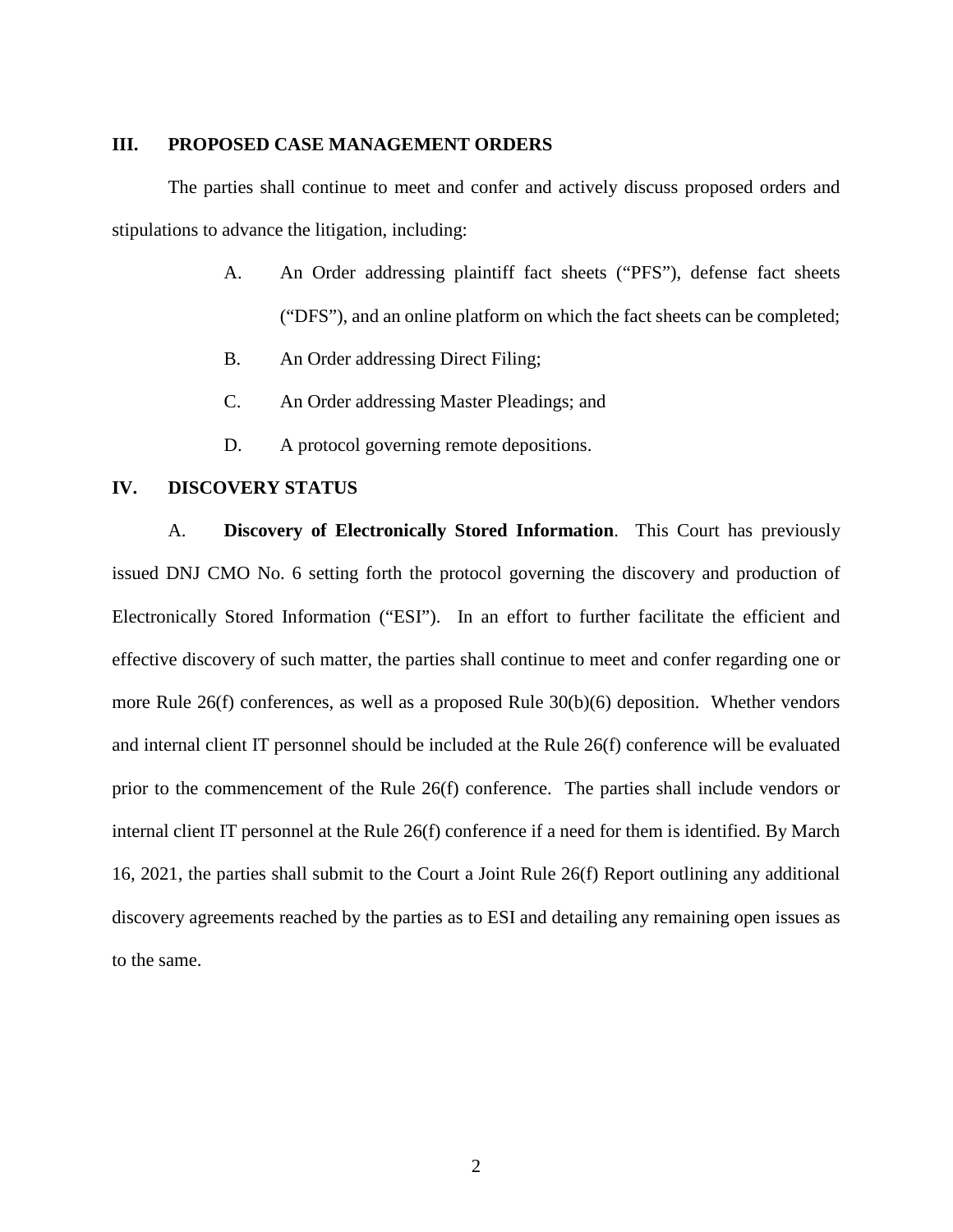## III. PROPOSED CASE MANAGEMENT ORDERS

The parties shall continue to meet and confer and actively discuss proposed orders and stipulations to advance the litigation, including:

A. An Order addressing plaintiff fact sheets ("PFS"), defense fact sheets ("DFS"), and an online platform on which the fact sheets can be completed;

B. An Order addressing Direct Filing;

C. An Order addressing Master Pleadings; and

D. A protocol governing remote depositions.

## IV. DISCOVERY STATUS

A. **Discovery of Electronically Stored Information**. This Court has previously issued DNJ CMO No. 6 setting forth the protocol governing the discovery and production of Electronically Stored Information ("ESI"). In an effort to further facilitate the efficient and effective discovery of such matter, the parties shall continue to meet and confer regarding one or more Rule 26(f) conferences, as well as a proposed Rule 30(b)(6) deposition. Whether vendors and internal client IT personnel should be included at the Rule 26(f) conference will be evaluated prior to the commencement of the Rule 26(f) conference. The parties shall include vendors or internal client IT personnel at the Rule 26(f) conference if a need for them is identified. By March 16, 2021, the parties shall submit to the Court a Joint Rule 26(f) Report outlining any additional discovery agreements reached by the parties as to ESI and detailing any remaining open issues as to the same.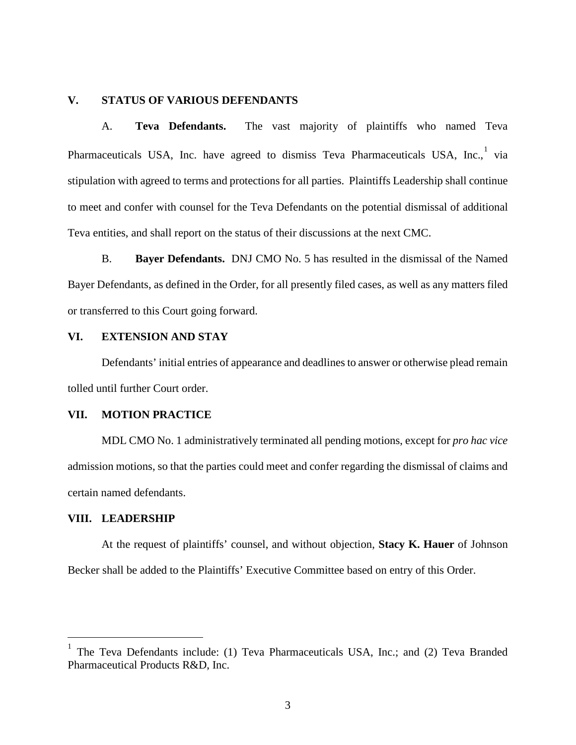## V. STATUS OF VARIOUS DEFENDANTS

A. **Teva Defendants.** The vast majority of plaintiffs who named Teva Pharmaceuticals USA, Inc. have agreed to dismiss Teva Pharmaceuticals USA, Inc.,[1] via stipulation with agreed to terms and protections for all parties. Plaintiffs Leadership shall continue to meet and confer with counsel for the Teva Defendants on the potential dismissal of additional Teva entities, and shall report on the status of their discussions at the next CMC.

B. **Bayer Defendants.** DNJ CMO No. 5 has resulted in the dismissal of the Named Bayer Defendants, as defined in the Order, for all presently filed cases, as well as any matters filed or transferred to this Court going forward.

## VI. EXTENSION AND STAY

Defendants' initial entries of appearance and deadlines to answer or otherwise plead remain tolled until further Court order.

## VII. MOTION PRACTICE

MDL CMO No. 1 administratively terminated all pending motions, except for *pro hac vice* admission motions, so that the parties could meet and confer regarding the dismissal of claims and certain named defendants.

## VIII. LEADERSHIP

At the request of plaintiffs' counsel, and without objection, **Stacy K. Hauer** of Johnson Becker shall be added to the Plaintiffs' Executive Committee based on entry of this Order.

---

[1] The Teva Defendants include: (1) Teva Pharmaceuticals USA, Inc.; and (2) Teva Branded Pharmaceutical Products R&D, Inc.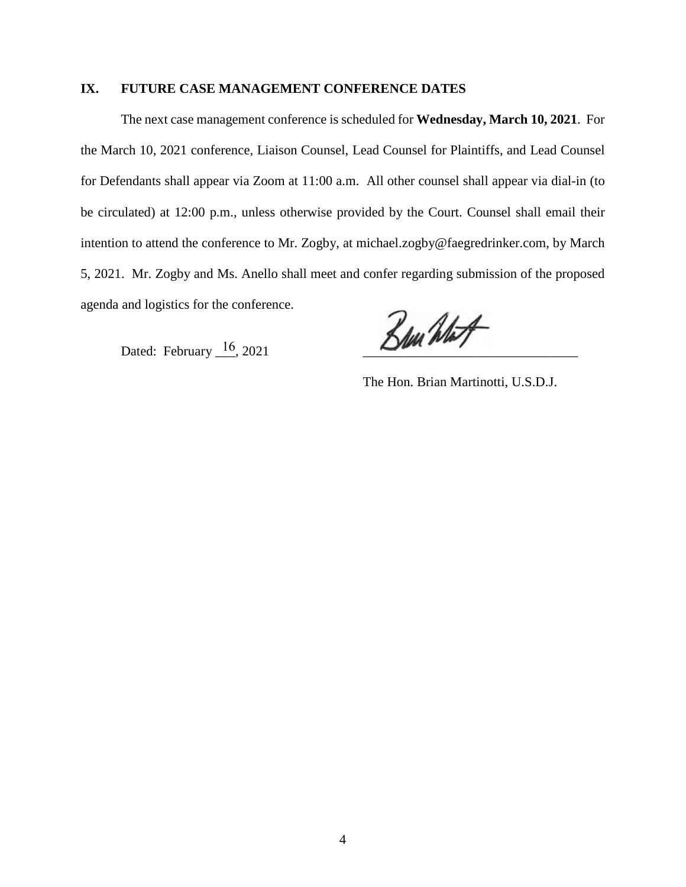## IX. FUTURE CASE MANAGEMENT CONFERENCE DATES

The next case management conference is scheduled for **Wednesday, March 10, 2021**. For the March 10, 2021 conference, Liaison Counsel, Lead Counsel for Plaintiffs, and Lead Counsel for Defendants shall appear via Zoom at 11:00 a.m. All other counsel shall appear via dial-in (to be circulated) at 12:00 p.m., unless otherwise provided by the Court. Counsel shall email their intention to attend the conference to Mr. Zogby, at michael.zogby@faegredrinker.com, by March 5, 2021. Mr. Zogby and Ms. Anello shall meet and confer regarding submission of the proposed agenda and logistics for the conference.

Dated: February 16, 2021

_______________________________

The Hon. Brian Martinotti, U.S.D.J.